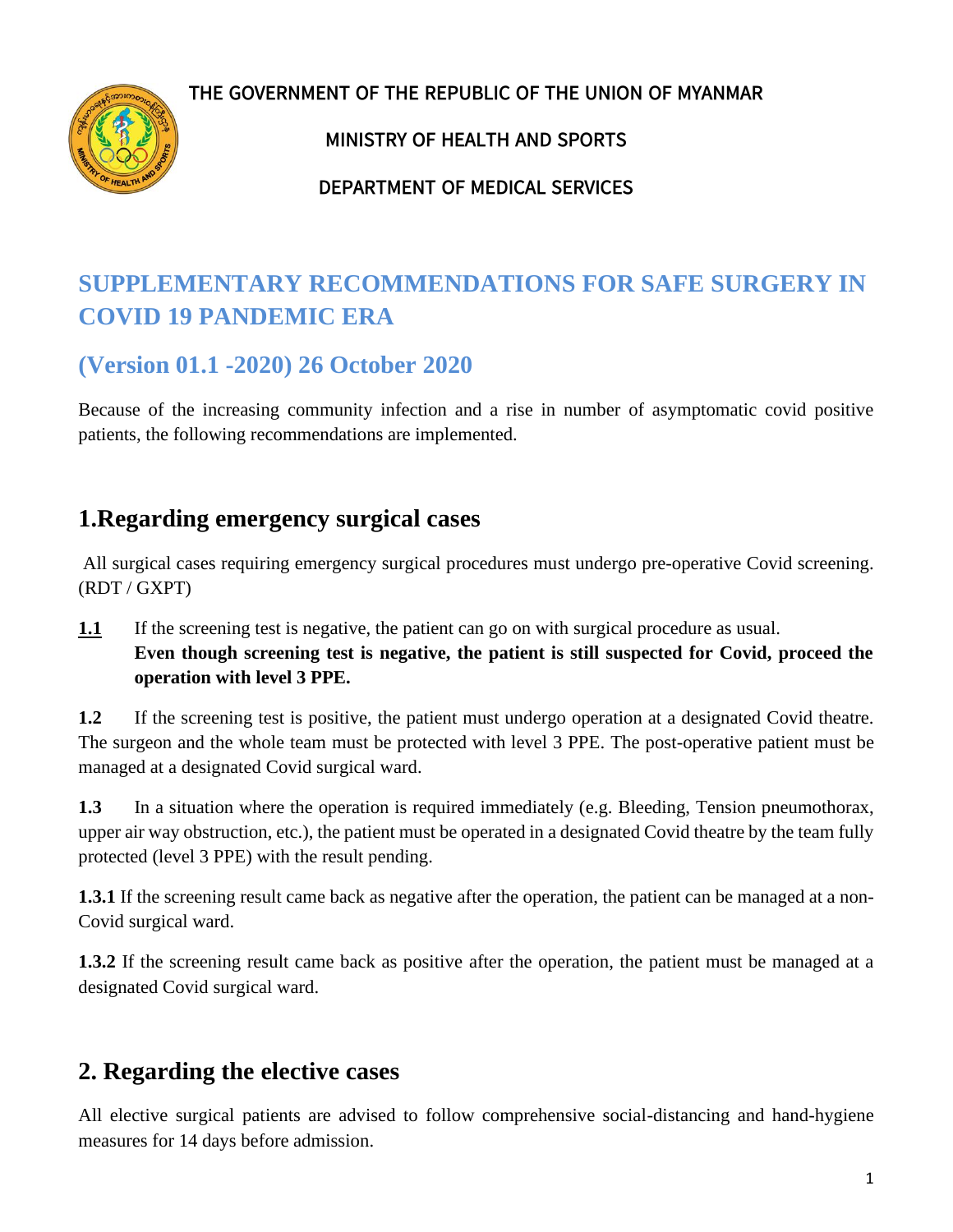THE GOVERNMENT OF THE REPUBLIC OF THE UNION OF MYANMAR

MINISTRY OF HEALTH AND SPORTS

DEPARTMENT OF MEDICAL SERVICES

# SUPPLEMENTARY RECOMMENDATIONS FOR SAFE SURGERY IN COVID 19 PANDEMIC ERA

## (Version 01.1 -2020) 26 October 2020

Because of the increasing community infection and a rise in number of asymptomatic covid positive patients, the following recommendations are implemented.

## 1.Regarding emergency surgical cases

All surgical cases requiring emergency surgical procedures must undergo pre-operative Covid screening. (RDT / GXPT)

**1.1** If the screening test is negative, the patient can go on with surgical procedure as usual. **Even though screening test is negative, the patient is still suspected for Covid, proceed the operation with level 3 PPE.**

**1.2** If the screening test is positive, the patient must undergo operation at a designated Covid theatre. The surgeon and the whole team must be protected with level 3 PPE. The post-operative patient must be managed at a designated Covid surgical ward.

**1.3** In a situation where the operation is required immediately (e.g. Bleeding, Tension pneumothorax, upper air way obstruction, etc.), the patient must be operated in a designated Covid theatre by the team fully protected (level 3 PPE) with the result pending.

**1.3.1** If the screening result came back as negative after the operation, the patient can be managed at a non-Covid surgical ward.

**1.3.2** If the screening result came back as positive after the operation, the patient must be managed at a designated Covid surgical ward.

## 2. Regarding the elective cases

All elective surgical patients are advised to follow comprehensive social-distancing and hand-hygiene measures for 14 days before admission.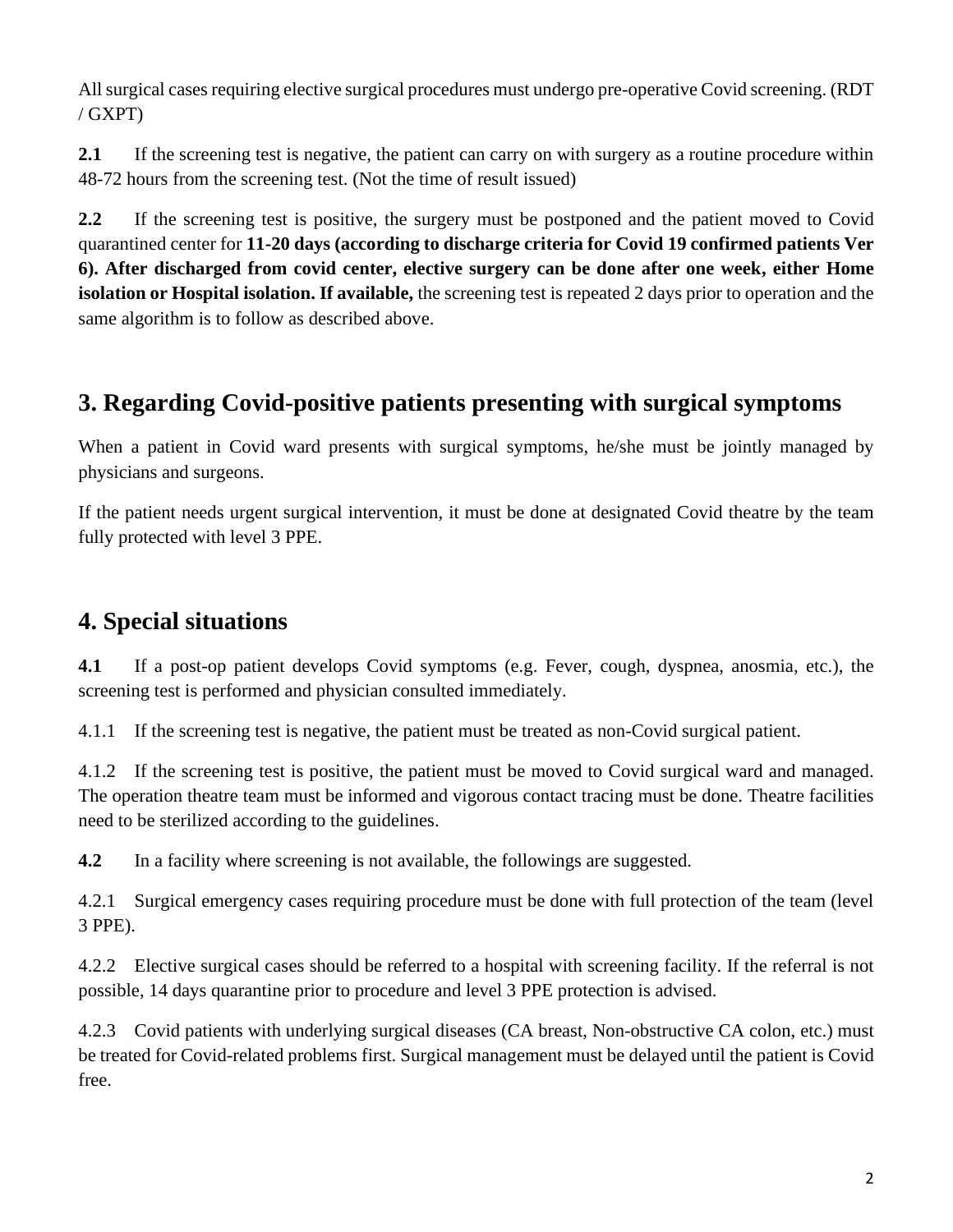All surgical cases requiring elective surgical procedures must undergo pre-operative Covid screening. (RDT / GXPT)

**2.1** If the screening test is negative, the patient can carry on with surgery as a routine procedure within 48-72 hours from the screening test. (Not the time of result issued)

**2.2** If the screening test is positive, the surgery must be postponed and the patient moved to Covid quarantined center for **11-20 days (according to discharge criteria for Covid 19 confirmed patients Ver 6). After discharged from covid center, elective surgery can be done after one week, either Home isolation or Hospital isolation. If available,** the screening test is repeated 2 days prior to operation and the same algorithm is to follow as described above.

## 3. Regarding Covid-positive patients presenting with surgical symptoms

When a patient in Covid ward presents with surgical symptoms, he/she must be jointly managed by physicians and surgeons.

If the patient needs urgent surgical intervention, it must be done at designated Covid theatre by the team fully protected with level 3 PPE.

## 4. Special situations

**4.1** If a post-op patient develops Covid symptoms (e.g. Fever, cough, dyspnea, anosmia, etc.), the screening test is performed and physician consulted immediately.

4.1.1 If the screening test is negative, the patient must be treated as non-Covid surgical patient.

4.1.2 If the screening test is positive, the patient must be moved to Covid surgical ward and managed. The operation theatre team must be informed and vigorous contact tracing must be done. Theatre facilities need to be sterilized according to the guidelines.

**4.2** In a facility where screening is not available, the followings are suggested.

4.2.1 Surgical emergency cases requiring procedure must be done with full protection of the team (level 3 PPE).

4.2.2 Elective surgical cases should be referred to a hospital with screening facility. If the referral is not possible, 14 days quarantine prior to procedure and level 3 PPE protection is advised.

4.2.3 Covid patients with underlying surgical diseases (CA breast, Non-obstructive CA colon, etc.) must be treated for Covid-related problems first. Surgical management must be delayed until the patient is Covid free.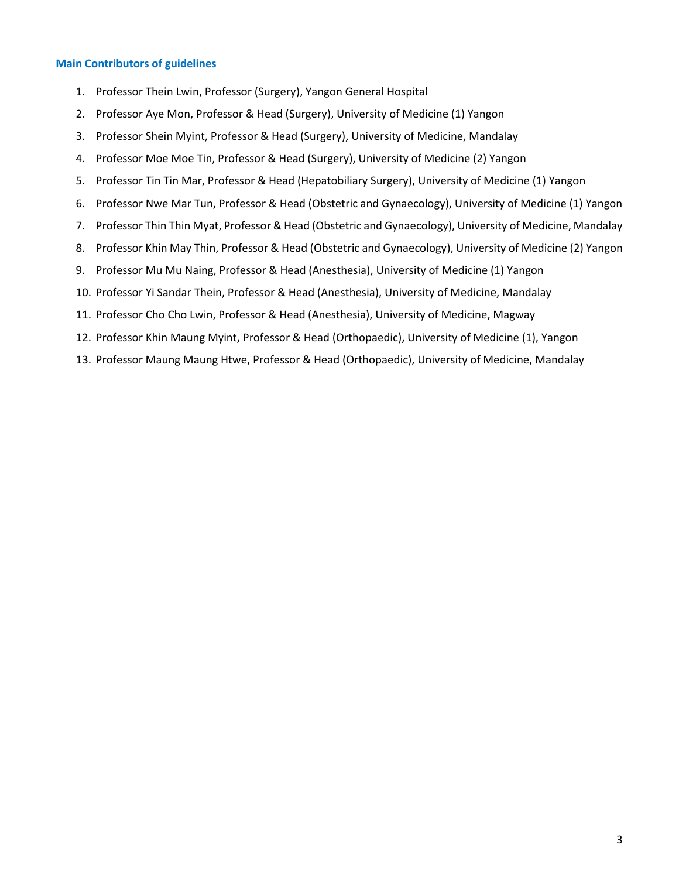### Main Contributors of guidelines

1. Professor Thein Lwin, Professor (Surgery), Yangon General Hospital
2. Professor Aye Mon, Professor & Head (Surgery), University of Medicine (1) Yangon
3. Professor Shein Myint, Professor & Head (Surgery), University of Medicine, Mandalay
4. Professor Moe Moe Tin, Professor & Head (Surgery), University of Medicine (2) Yangon
5. Professor Tin Tin Mar, Professor & Head (Hepatobiliary Surgery), University of Medicine (1) Yangon
6. Professor Nwe Mar Tun, Professor & Head (Obstetric and Gynaecology), University of Medicine (1) Yangon
7. Professor Thin Thin Myat, Professor & Head (Obstetric and Gynaecology), University of Medicine, Mandalay
8. Professor Khin May Thin, Professor & Head (Obstetric and Gynaecology), University of Medicine (2) Yangon
9. Professor Mu Mu Naing, Professor & Head (Anesthesia), University of Medicine (1) Yangon
10. Professor Yi Sandar Thein, Professor & Head (Anesthesia), University of Medicine, Mandalay
11. Professor Cho Cho Lwin, Professor & Head (Anesthesia), University of Medicine, Magway
12. Professor Khin Maung Myint, Professor & Head (Orthopaedic), University of Medicine (1), Yangon
13. Professor Maung Maung Htwe, Professor & Head (Orthopaedic), University of Medicine, Mandalay